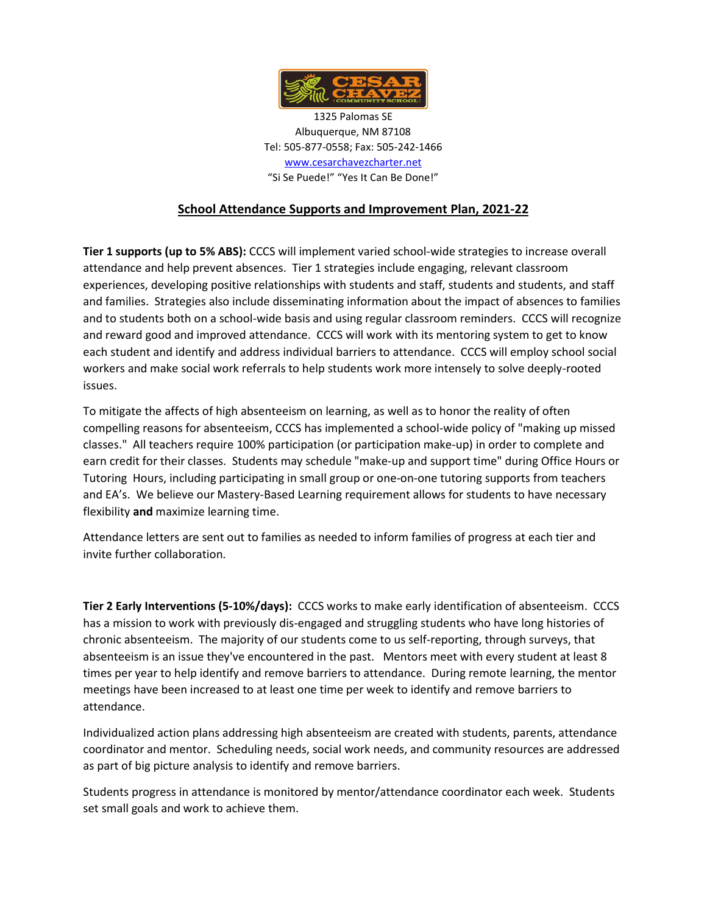1325 Palomas SE
Albuquerque, NM 87108
Tel: 505-877-0558; Fax: 505-242-1466
www.cesarchavezcharter.net
"Si Se Puede!" "Yes It Can Be Done!"

## School Attendance Supports and Improvement Plan, 2021-22

**Tier 1 supports (up to 5% ABS):** CCCS will implement varied school-wide strategies to increase overall attendance and help prevent absences. Tier 1 strategies include engaging, relevant classroom experiences, developing positive relationships with students and staff, students and students, and staff and families. Strategies also include disseminating information about the impact of absences to families and to students both on a school-wide basis and using regular classroom reminders. CCCS will recognize and reward good and improved attendance. CCCS will work with its mentoring system to get to know each student and identify and address individual barriers to attendance. CCCS will employ school social workers and make social work referrals to help students work more intensely to solve deeply-rooted issues.

To mitigate the affects of high absenteeism on learning, as well as to honor the reality of often compelling reasons for absenteeism, CCCS has implemented a school-wide policy of "making up missed classes." All teachers require 100% participation (or participation make-up) in order to complete and earn credit for their classes. Students may schedule "make-up and support time" during Office Hours or Tutoring Hours, including participating in small group or one-on-one tutoring supports from teachers and EA's. We believe our Mastery-Based Learning requirement allows for students to have necessary flexibility **and** maximize learning time.

Attendance letters are sent out to families as needed to inform families of progress at each tier and invite further collaboration.

**Tier 2 Early Interventions (5-10%/days):** CCCS works to make early identification of absenteeism. CCCS has a mission to work with previously dis-engaged and struggling students who have long histories of chronic absenteeism. The majority of our students come to us self-reporting, through surveys, that absenteeism is an issue they've encountered in the past. Mentors meet with every student at least 8 times per year to help identify and remove barriers to attendance. During remote learning, the mentor meetings have been increased to at least one time per week to identify and remove barriers to attendance.

Individualized action plans addressing high absenteeism are created with students, parents, attendance coordinator and mentor. Scheduling needs, social work needs, and community resources are addressed as part of big picture analysis to identify and remove barriers.

Students progress in attendance is monitored by mentor/attendance coordinator each week. Students set small goals and work to achieve them.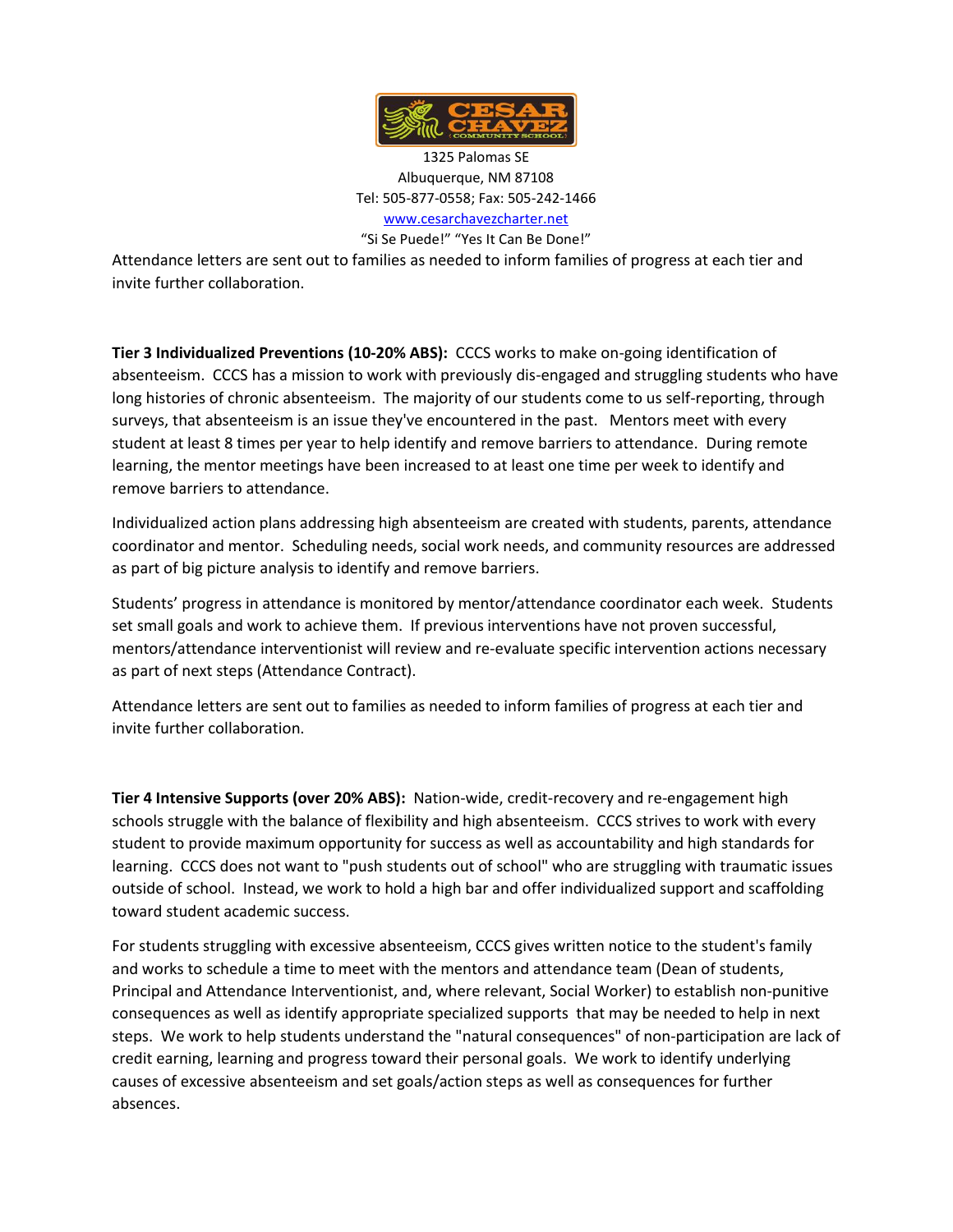1325 Palomas SE
Albuquerque, NM 87108
Tel: 505-877-0558; Fax: 505-242-1466
www.cesarchavezcharter.net
"Si Se Puede!" "Yes It Can Be Done!"

Attendance letters are sent out to families as needed to inform families of progress at each tier and invite further collaboration.

**Tier 3 Individualized Preventions (10-20% ABS):** CCCS works to make on-going identification of absenteeism. CCCS has a mission to work with previously dis-engaged and struggling students who have long histories of chronic absenteeism. The majority of our students come to us self-reporting, through surveys, that absenteeism is an issue they've encountered in the past. Mentors meet with every student at least 8 times per year to help identify and remove barriers to attendance. During remote learning, the mentor meetings have been increased to at least one time per week to identify and remove barriers to attendance.

Individualized action plans addressing high absenteeism are created with students, parents, attendance coordinator and mentor. Scheduling needs, social work needs, and community resources are addressed as part of big picture analysis to identify and remove barriers.

Students' progress in attendance is monitored by mentor/attendance coordinator each week. Students set small goals and work to achieve them. If previous interventions have not proven successful, mentors/attendance interventionist will review and re-evaluate specific intervention actions necessary as part of next steps (Attendance Contract).

Attendance letters are sent out to families as needed to inform families of progress at each tier and invite further collaboration.

**Tier 4 Intensive Supports (over 20% ABS):** Nation-wide, credit-recovery and re-engagement high schools struggle with the balance of flexibility and high absenteeism. CCCS strives to work with every student to provide maximum opportunity for success as well as accountability and high standards for learning. CCCS does not want to "push students out of school" who are struggling with traumatic issues outside of school. Instead, we work to hold a high bar and offer individualized support and scaffolding toward student academic success.

For students struggling with excessive absenteeism, CCCS gives written notice to the student's family and works to schedule a time to meet with the mentors and attendance team (Dean of students, Principal and Attendance Interventionist, and, where relevant, Social Worker) to establish non-punitive consequences as well as identify appropriate specialized supports that may be needed to help in next steps. We work to help students understand the "natural consequences" of non-participation are lack of credit earning, learning and progress toward their personal goals. We work to identify underlying causes of excessive absenteeism and set goals/action steps as well as consequences for further absences.